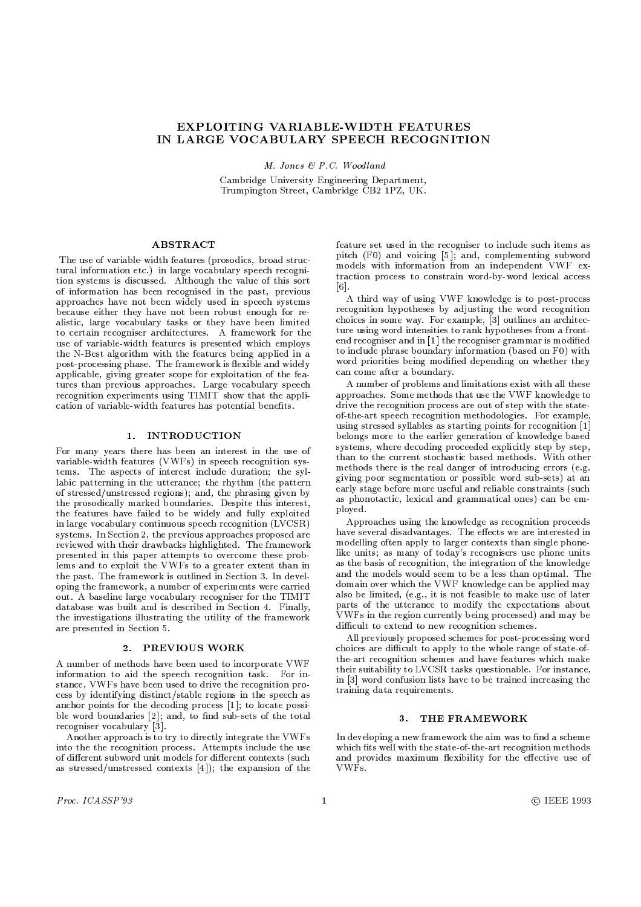# EXPLOITING VARIABLE-WIDTH FEATURES IN LARGE VOCABULARY SPEECH RECOGNITION

*M. Jones & P.C. Woodland*

Cambridge University Engineering Department,
Trumpington Street, Cambridge CB2 1PZ, UK.

## ABSTRACT

The use of variable-width features (prosodics, broad structural information etc.) in large vocabulary speech recognition systems is discussed. Although the value of this sort of information has been recognised in the past, previous approaches have not been widely used in speech systems because either they have not been robust enough for realistic, large vocabulary tasks or they have been limited to certain recogniser architectures. A framework for the use of variable-width features is presented which employs the N-Best algorithm with the features being applied in a post-processing phase. The framework is flexible and widely applicable, giving greater scope for exploitation of the features than previous approaches. Large vocabulary speech recognition experiments using TIMIT show that the application of variable-width features has potential benefits.

## 1. INTRODUCTION

For many years there has been an interest in the use of variable-width features (VWFs) in speech recognition systems. The aspects of interest include duration; the syllabic patterning in the utterance; the rhythm (the pattern of stressed/unstressed regions); and, the phrasing given by the prosodically marked boundaries. Despite this interest, the features have failed to be widely and fully exploited in large vocabulary continuous speech recognition (LVCSR) systems. In Section 2, the previous approaches proposed are reviewed with their drawbacks highlighted. The framework presented in this paper attempts to overcome these problems and to exploit the VWFs to a greater extent than in the past. The framework is outlined in Section 3. In developing the framework, a number of experiments were carried out. A baseline large vocabulary recogniser for the TIMIT database was built and is described in Section 4. Finally, the investigations illustrating the utility of the framework are presented in Section 5.

## 2. PREVIOUS WORK

A number of methods have been used to incorporate VWF information to aid the speech recognition task. For instance, VWFs have been used to drive the recognition process by identifying distinct/stable regions in the speech as anchor points for the decoding process [1]; to locate possible word boundaries [2]; and, to find sub-sets of the total recogniser vocabulary [3].

Another approach is to try to directly integrate the VWFs into the the recognition process. Attempts include the use of different subword unit models for different contexts (such as stressed/unstressed contexts [4]); the expansion of the feature set used in the recogniser to include such items as pitch (F0) and voicing [5]; and, complementing subword models with information from an independent VWF extraction process to constrain word-by-word lexical access [6].

A third way of using VWF knowledge is to post-process recognition hypotheses by adjusting the word recognition choices in some way. For example, [3] outlines an architecture using word intensities to rank hypotheses from a front-end recogniser and in [1] the recogniser grammar is modified to include phrase boundary information (based on F0) with word priorities being modified depending on whether they can come after a boundary.

A number of problems and limitations exist with all these approaches. Some methods that use the VWF knowledge to drive the recognition process are out of step with the state-of-the-art speech recognition methodologies. For example, using stressed syllables as starting points for recognition [1] belongs more to the earlier generation of knowledge based systems, where decoding proceeded explicitly step by step, than to the current stochastic based methods. With other methods there is the real danger of introducing errors (e.g. giving poor segmentation or possible word sub-sets) at an early stage before more useful and reliable constraints (such as phonotactic, lexical and grammatical ones) can be employed.

Approaches using the knowledge as recognition proceeds have several disadvantages. The effects we are interested in modelling often apply to larger contexts than single phone-like units; as many of today's recognisers use phone units as the basis of recognition, the integration of the knowledge and the models would seem to be a less than optimal. The domain over which the VWF knowledge can be applied may also be limited, (e.g., it is not feasible to make use of later parts of the utterance to modify the expectations about VWFs in the region currently being processed) and may be difficult to extend to new recognition schemes.

All previously proposed schemes for post-processing word choices are difficult to apply to the whole range of state-of-the-art recognition schemes and have features which make their suitability to LVCSR tasks questionable. For instance, in [3] word confusion lists have to be trained increasing the training data requirements.

## 3. THE FRAMEWORK

In developing a new framework the aim was to find a scheme which fits well with the state-of-the-art recognition methods and provides maximum flexibility for the effective use of VWFs.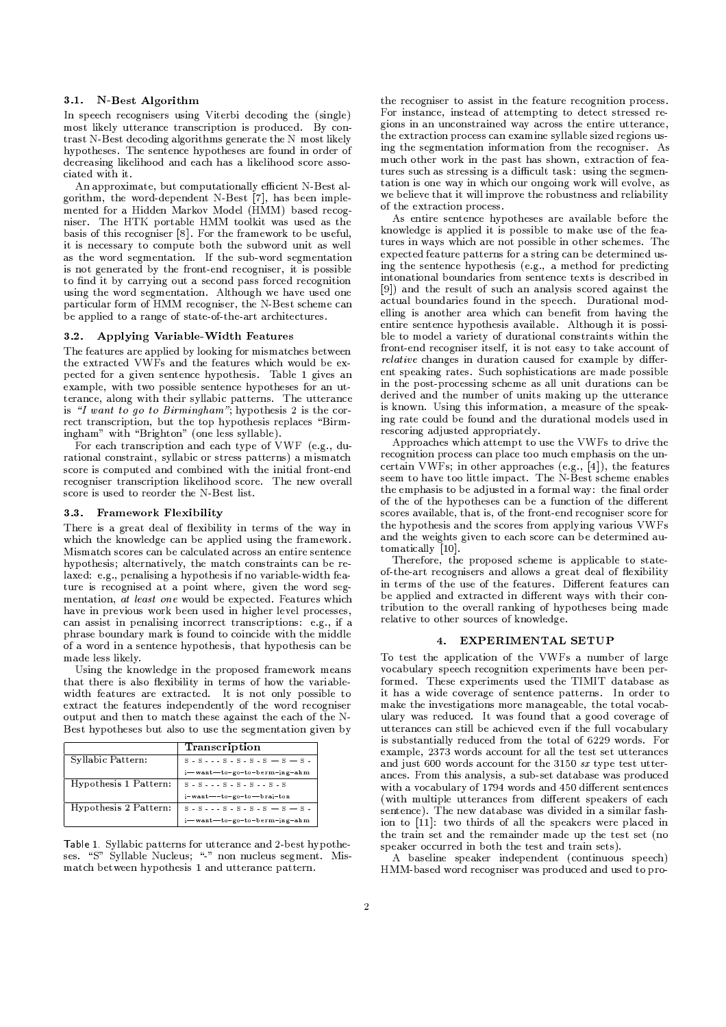### 3.1. N-Best Algorithm

In speech recognisers using Viterbi decoding the (single) most likely utterance transcription is produced. By contrast N-Best decoding algorithms generate the N most likely hypotheses. The sentence hypotheses are found in order of decreasing likelihood and each has a likelihood score associated with it.

An approximate, but computationally efficient N-Best algorithm, the word-dependent N-Best [7], has been implemented for a Hidden Markov Model (HMM) based recogniser. The HTK portable HMM toolkit was used as the basis of this recogniser [8]. For the framework to be useful, it is necessary to compute both the subword unit as well as the word segmentation. If the sub-word segmentation is not generated by the front-end recogniser, it is possible to find it by carrying out a second pass forced recognition using the word segmentation. Although we have used one particular form of HMM recogniser, the N-Best scheme can be applied to a range of state-of-the-art architectures.

### 3.2. Applying Variable-Width Features

The features are applied by looking for mismatches between the extracted VWFs and the features which would be expected for a given sentence hypothesis. Table 1 gives an example, with two possible sentence hypotheses for an utterance, along with their syllabic patterns. The utterance is *"I want to go to Birmingham"*; hypothesis 2 is the correct transcription, but the top hypothesis replaces "Birmingham" with "Brighton" (one less syllable).

For each transcription and each type of VWF (e.g., durational constraint, syllabic or stress patterns) a mismatch score is computed and combined with the initial front-end recogniser transcription likelihood score. The new overall score is used to reorder the N-Best list.

### 3.3. Framework Flexibility

There is a great deal of flexibility in terms of the way in which the knowledge can be applied using the framework. Mismatch scores can be calculated across an entire sentence hypothesis; alternatively, the match constraints can be relaxed: e.g., penalising a hypothesis if no variable-width feature is recognised at a point where, given the word segmentation, *at least one* would be expected. Features which have in previous work been used in higher level processes, can assist in penalising incorrect transcriptions: e.g., if a phrase boundary mark is found to coincide with the middle of a word in a sentence hypothesis, that hypothesis can be made less likely.

Using the knowledge in the proposed framework means that there is also flexibility in terms of how the variable-width features are extracted. It is not only possible to extract the features independently of the word recogniser output and then to match these against the each of the N-Best hypotheses but also to use the segmentation given by the recogniser to assist in the feature recognition process. For instance, instead of attempting to detect stressed regions in an unconstrained way across the entire utterance, the extraction process can examine syllable sized regions using the segmentation information from the recogniser. As much other work in the past has shown, extraction of features such as stressing is a difficult task: using the segmentation is one way in which our ongoing work will evolve, as we believe that it will improve the robustness and reliability of the extraction process.

As entire sentence hypotheses are available before the knowledge is applied it is possible to make use of the features in ways which are not possible in other schemes. The expected feature patterns for a string can be determined using the sentence hypothesis (e.g., a method for predicting intonational boundaries from sentence texts is described in [9]) and the result of such an analysis scored against the actual boundaries found in the speech. Durational modelling is another area which can benefit from having the entire sentence hypothesis available. Although it is possible to model a variety of durational constraints within the front-end recogniser itself, it is not easy to take account of *relative* changes in duration caused for example by different speaking rates. Such sophistications are made possible in the post-processing scheme as all unit durations can be derived and the number of units making up the utterance is known. Using this information, a measure of the speaking rate could be found and the durational models used in rescoring adjusted appropriately.

Approaches which attempt to use the VWFs to drive the recognition process can place too much emphasis on the uncertain VWFs; in other approaches (e.g., [4]), the features seem to have too little impact. The N-Best scheme enables the emphasis to be adjusted in a formal way: the final order of the of the hypotheses can be a function of the different scores available, that is, of the front-end recogniser score for the hypothesis and the scores from applying various VWFs and the weights given to each score can be determined automatically [10].

Therefore, the proposed scheme is applicable to state-of-the-art recognisers and allows a great deal of flexibility in terms of the use of the features. Different features can be applied and extracted in different ways with their contribution to the overall ranking of hypotheses being made relative to other sources of knowledge.

| | Transcription |
|---|---|
| Syllabic Pattern: | s - s - - - s - s - s - s — s — s - |
| | i—want—to–go–to–berm–ing–ahm |
| Hypothesis 1 Pattern: | s - s - - - s - s - s - - s - s |
| | i–want—-to–go–to—brai–ton |
| Hypothesis 2 Pattern: | s - s - - - s - s - s - s — s — s - |
| | i—want—to–go–to–berm–ing–ahm |

Table 1. Syllabic patterns for utterance and 2-best hypotheses. "S" Syllable Nucleus; "-" non nucleus segment. Mismatch between hypothesis 1 and utterance pattern.

## 4. EXPERIMENTAL SETUP

To test the application of the VWFs a number of large vocabulary speech recognition experiments have been performed. These experiments used the TIMIT database as it has a wide coverage of sentence patterns. In order to make the investigations more manageable, the total vocabulary was reduced. It was found that a good coverage of utterances can still be achieved even if the full vocabulary is substantially reduced from the total of 6229 words. For example, 2373 words account for all the test set utterances and just 600 words account for the 3150 *sx* type test utterances. From this analysis, a sub-set database was produced with a vocabulary of 1794 words and 450 different sentences (with multiple utterances from different speakers of each sentence). The new database was divided in a similar fashion to [11]: two thirds of all the speakers were placed in the train set and the remainder made up the test set (no speaker occurred in both the test and train sets).

A baseline speaker independent (continuous speech) HMM-based word recogniser was produced and used to pro-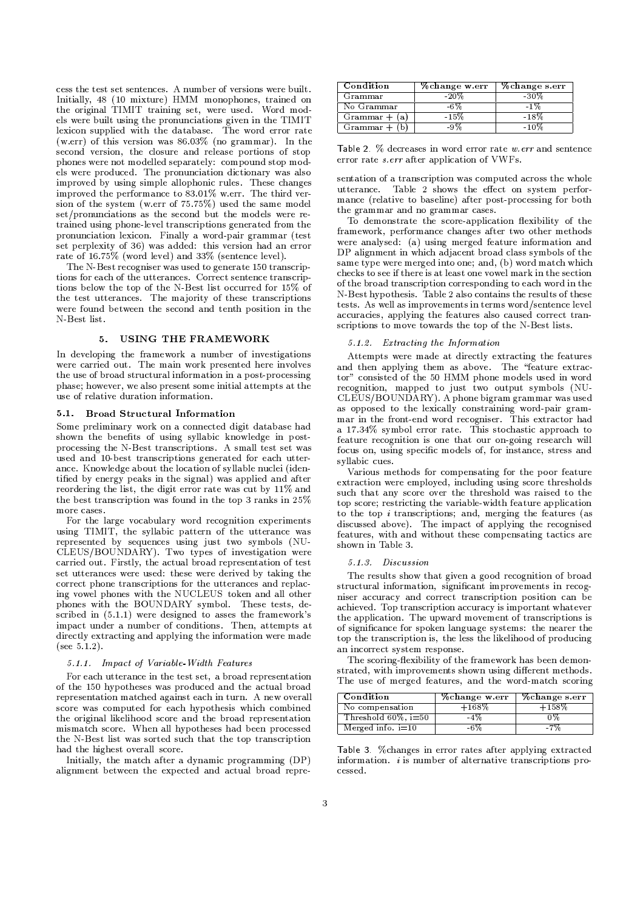cess the test set sentences. A number of versions were built. Initially, 48 (10 mixture) HMM monophones, trained on the original TIMIT training set, were used. Word models were built using the pronunciations given in the TIMIT lexicon supplied with the database. The word error rate (w.err) of this version was 86.03% (no grammar). In the second version, the closure and release portions of stop phones were not modelled separately: compound stop models were produced. The pronunciation dictionary was also improved by using simple allophonic rules. These changes improved the performance to 83.01% w.err. The third version of the system (w.err of 75.75%) used the same model set/pronunciations as the second but the models were retrained using phone-level transcriptions generated from the pronunciation lexicon. Finally a word-pair grammar (test set perplexity of 36) was added: this version had an error rate of 16.75% (word level) and 33% (sentence level).

The N-Best recogniser was used to generate 150 transcriptions for each of the utterances. Correct sentence transcriptions below the top of the N-Best list occurred for 15% of the test utterances. The majority of these transcriptions were found between the second and tenth position in the N-Best list.

## 5. USING THE FRAMEWORK

In developing the framework a number of investigations were carried out. The main work presented here involves the use of broad structural information in a post-processing phase; however, we also present some initial attempts at the use of relative duration information.

### 5.1. Broad Structural Information

Some preliminary work on a connected digit database had shown the benefits of using syllabic knowledge in post-processing the N-Best transcriptions. A small test set was used and 10-best transcriptions generated for each utterance. Knowledge about the location of syllable nuclei (identified by energy peaks in the signal) was applied and after reordering the list, the digit error rate was cut by 11% and the best transcription was found in the top 3 ranks in 25% more cases.

For the large vocabulary word recognition experiments using TIMIT, the syllabic pattern of the utterance was represented by sequences using just two symbols (NUCLEUS/BOUNDARY). Two types of investigation were carried out. Firstly, the actual broad representation of test set utterances were used: these were derived by taking the correct phone transcriptions for the utterances and replacing vowel phones with the NUCLEUS token and all other phones with the BOUNDARY symbol. These tests, described in (5.1.1) were designed to asses the framework's impact under a number of conditions. Then, attempts at directly extracting and applying the information were made (see 5.1.2).

#### *5.1.1. Impact of Variable-Width Features*

For each utterance in the test set, a broad representation of the 150 hypotheses was produced and the actual broad representation matched against each in turn. A new overall score was computed for each hypothesis which combined the original likelihood score and the broad representation mismatch score. When all hypotheses had been processed the N-Best list was sorted such that the top transcription had the highest overall score.

Initially, the match after a dynamic programming (DP) alignment between the expected and actual broad representation of a transcription was computed across the whole utterance. Table 2 shows the effect on system performance (relative to baseline) after post-processing for both the grammar and no grammar cases.

| Condition | %change w.err | %change s.err |
|---|---|---|
| Grammar | -20% | -30% |
| No Grammar | -6% | -1% |
| Grammar + (a) | -15% | -18% |
| Grammar + (b) | -9% | -10% |

Table 2. % decreases in word error rate *w.err* and sentence error rate *s.err* after application of VWFs.

To demonstrate the score-application flexibility of the framework, performance changes after two other methods were analysed: (a) using merged feature information and DP alignment in which adjacent broad class symbols of the same type were merged into one; and, (b) word match which checks to see if there is at least one vowel mark in the section of the broad transcription corresponding to each word in the N-Best hypothesis. Table 2 also contains the results of these tests. As well as improvements in terms word/sentence level accuracies, applying the features also caused correct transcriptions to move towards the top of the N-Best lists.

#### *5.1.2. Extracting the Information*

Attempts were made at directly extracting the features and then applying them as above. The "feature extractor" consisted of the 50 HMM phone models used in word recognition, mapped to just two output symbols (NUCLEUS/BOUNDARY). A phone bigram grammar was used as opposed to the lexically constraining word-pair grammar in the front-end word recogniser. This extractor had a 17.34% symbol error rate. This stochastic approach to feature recognition is one that our on-going research will focus on, using specific models of, for instance, stress and syllabic cues.

Various methods for compensating for the poor feature extraction were employed, including using score thresholds such that any score over the threshold was raised to the top score; restricting the variable-width feature application to the top $i$ transcriptions; and, merging the features (as discussed above). The impact of applying the recognised features, with and without these compensating tactics are shown in Table 3.

#### *5.1.3. Discussion*

The results show that given a good recognition of broad structural information, significant improvements in recogniser accuracy and correct transcription position can be achieved. Top transcription accuracy is important whatever the application. The upward movement of transcriptions is of significance for spoken language systems: the nearer the top the transcription is, the less the likelihood of producing an incorrect system response.

The scoring-flexibility of the framework has been demonstrated, with improvements shown using different methods. The use of merged features, and the word-match scoring

| Condition | %change w.err | %change s.err |
|---|---|---|
| No compensation | +168% | +158% |
| Threshold 60%, i=50 | -4% | 0% |
| Merged info. i=10 | -6% | -7% |

Table 3. %changes in error rates after applying extracted information. $i$ is number of alternative transcriptions processed.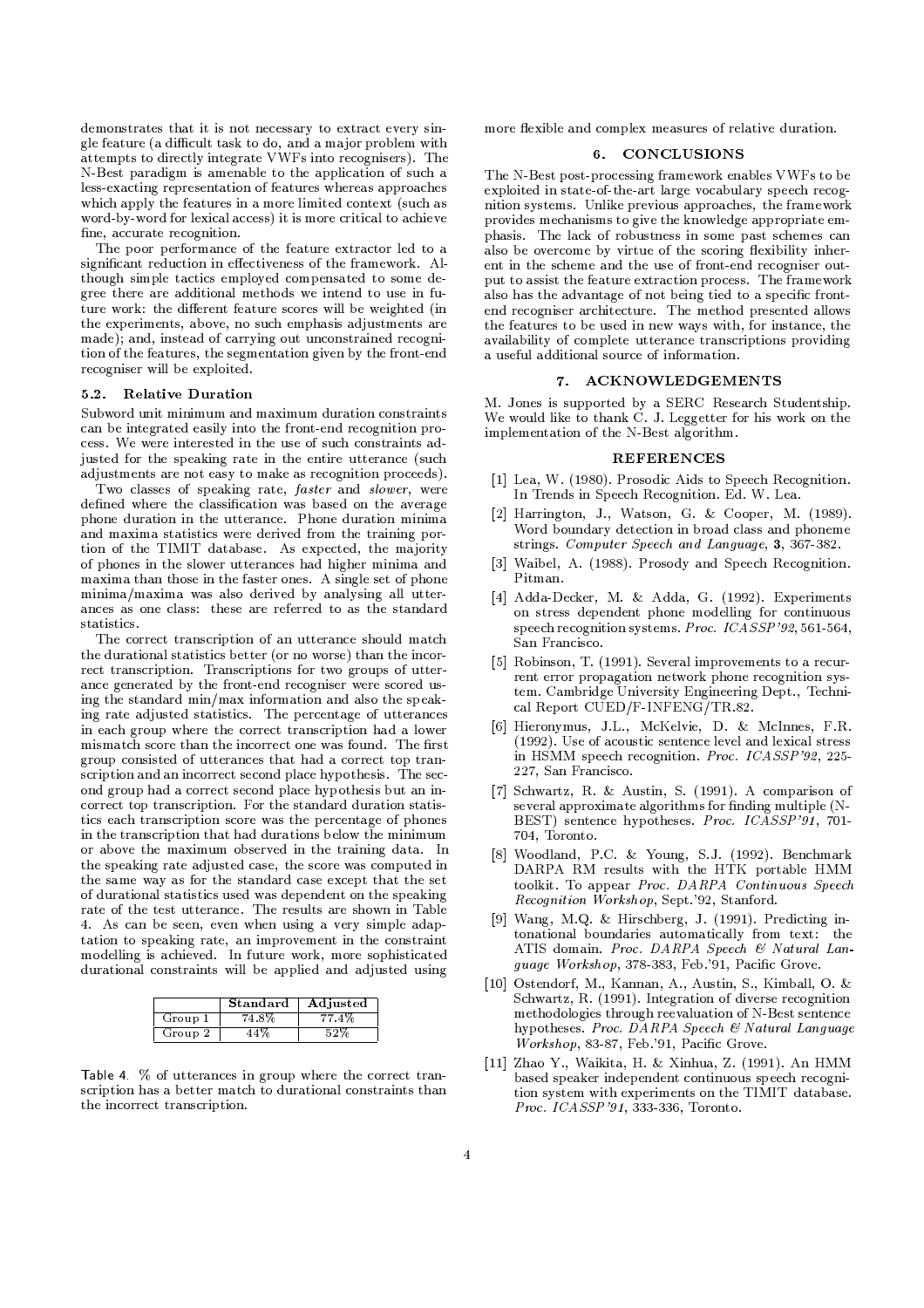demonstrates that it is not necessary to extract every single feature (a difficult task to do, and a major problem with attempts to directly integrate VWFs into recognisers). The N-Best paradigm is amenable to the application of such a less-exacting representation of features whereas approaches which apply the features in a more limited context (such as word-by-word for lexical access) it is more critical to achieve fine, accurate recognition.

The poor performance of the feature extractor led to a significant reduction in effectiveness of the framework. Although simple tactics employed compensated to some degree there are additional methods we intend to use in future work: the different feature scores will be weighted (in the experiments, above, no such emphasis adjustments are made); and, instead of carrying out unconstrained recognition of the features, the segmentation given by the front-end recogniser will be exploited.

### 5.2. Relative Duration

Subword unit minimum and maximum duration constraints can be integrated easily into the front-end recognition process. We were interested in the use of such constraints adjusted for the speaking rate in the entire utterance (such adjustments are not easy to make as recognition proceeds).

Two classes of speaking rate, *faster* and *slower*, were defined where the classification was based on the average phone duration in the utterance. Phone duration minima and maxima statistics were derived from the training portion of the TIMIT database. As expected, the majority of phones in the slower utterances had higher minima and maxima than those in the faster ones. A single set of phone minima/maxima was also derived by analysing all utterances as one class: these are referred to as the standard statistics.

The correct transcription of an utterance should match the durational statistics better (or no worse) than the incorrect transcription. Transcriptions for two groups of utterance generated by the front-end recogniser were scored using the standard min/max information and also the speaking rate adjusted statistics. The percentage of utterances in each group where the correct transcription had a lower mismatch score than the incorrect one was found. The first group consisted of utterances that had a correct top transcription and an incorrect second place hypothesis. The second group had a correct second place hypothesis but an incorrect top transcription. For the standard duration statistics each transcription score was the percentage of phones in the transcription that had durations below the minimum or above the maximum observed in the training data. In the speaking rate adjusted case, the score was computed in the same way as for the standard case except that the set of durational statistics used was dependent on the speaking rate of the test utterance. The results are shown in Table 4. As can be seen, even when using a very simple adaptation to speaking rate, an improvement in the constraint modelling is achieved. In future work, more sophisticated durational constraints will be applied and adjusted using more flexible and complex measures of relative duration.

| | Standard | Adjusted |
|---|---|---|
| Group 1 | 74.8% | 77.4% |
| Group 2 | 44% | 52% |

Table 4. % of utterances in group where the correct transcription has a better match to durational constraints than the incorrect transcription.

## 6. CONCLUSIONS

The N-Best post-processing framework enables VWFs to be exploited in state-of-the-art large vocabulary speech recognition systems. Unlike previous approaches, the framework provides mechanisms to give the knowledge appropriate emphasis. The lack of robustness in some past schemes can also be overcome by virtue of the scoring flexibility inherent in the scheme and the use of front-end recogniser output to assist the feature extraction process. The framework also has the advantage of not being tied to a specific front-end recogniser architecture. The method presented allows the features to be used in new ways with, for instance, the availability of complete utterance transcriptions providing a useful additional source of information.

## 7. ACKNOWLEDGEMENTS

M. Jones is supported by a SERC Research Studentship. We would like to thank C. J. Leggetter for his work on the implementation of the N-Best algorithm.

## REFERENCES

[1] Lea, W. (1980). Prosodic Aids to Speech Recognition. In Trends in Speech Recognition. Ed. W. Lea.

[2] Harrington, J., Watson, G. & Cooper, M. (1989). Word boundary detection in broad class and phoneme strings. *Computer Speech and Language*, **3**, 367-382.

[3] Waibel, A. (1988). Prosody and Speech Recognition. Pitman.

[4] Adda-Decker, M. & Adda, G. (1992). Experiments on stress dependent phone modelling for continuous speech recognition systems. *Proc. ICASSP'92*, 561-564, San Francisco.

[5] Robinson, T. (1991). Several improvements to a recurrent error propagation network phone recognition system. Cambridge University Engineering Dept., Technical Report CUED/F-INFENG/TR.82.

[6] Hieronymus, J.L., McKelvie, D. & McInnes, F.R. (1992). Use of acoustic sentence level and lexical stress in HSMM speech recognition. *Proc. ICASSP'92*, 225-227, San Francisco.

[7] Schwartz, R. & Austin, S. (1991). A comparison of several approximate algorithms for finding multiple (N-BEST) sentence hypotheses. *Proc. ICASSP'91*, 701-704, Toronto.

[8] Woodland, P.C. & Young, S.J. (1992). Benchmark DARPA RM results with the HTK portable HMM toolkit. To appear *Proc. DARPA Continuous Speech Recognition Workshop*, Sept.'92, Stanford.

[9] Wang, M.Q. & Hirschberg, J. (1991). Predicting intonational boundaries automatically from text: the ATIS domain. *Proc. DARPA Speech & Natural Language Workshop*, 378-383, Feb.'91, Pacific Grove.

[10] Ostendorf, M., Kannan, A., Austin, S., Kimball, O. & Schwartz, R. (1991). Integration of diverse recognition methodologies through reevaluation of N-Best sentence hypotheses. *Proc. DARPA Speech & Natural Language Workshop*, 83-87, Feb.'91, Pacific Grove.

[11] Zhao Y., Waikita, H. & Xinhua, Z. (1991). An HMM based speaker independent continuous speech recognition system with experiments on the TIMIT database. *Proc. ICASSP'91*, 333-336, Toronto.